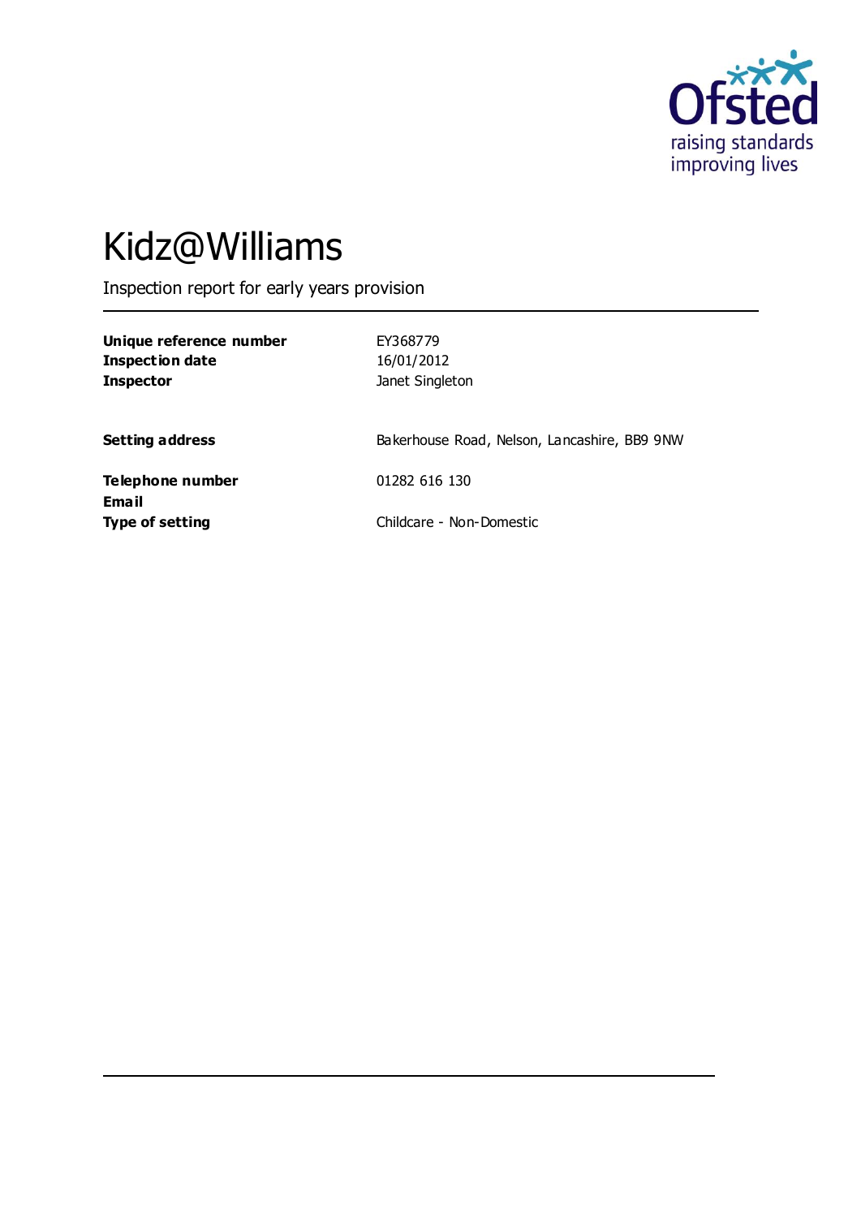Ofsted
raising standards
improving lives

# Kidz@Williams

Inspection report for early years provision

| | |
|---|---|
| **Unique reference number** | EY368779 |
| **Inspection date** | 16/01/2012 |
| **Inspector** | Janet Singleton |
| | |
| **Setting address** | Bakerhouse Road, Nelson, Lancashire, BB9 9NW |
| | |
| **Telephone number** | 01282 616 130 |
| **Email** | |
| **Type of setting** | Childcare - Non-Domestic |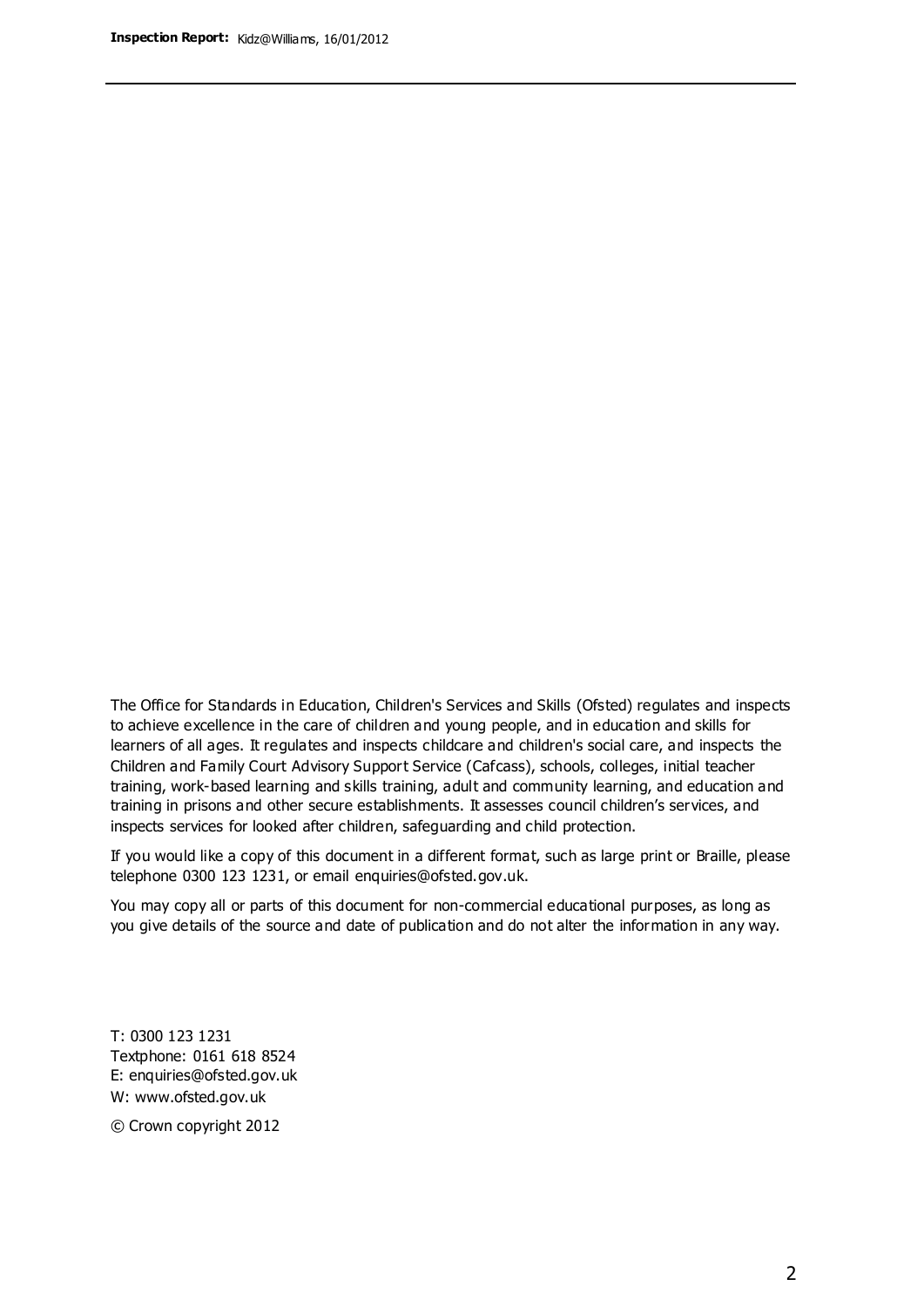The Office for Standards in Education, Children's Services and Skills (Ofsted) regulates and inspects to achieve excellence in the care of children and young people, and in education and skills for learners of all ages. It regulates and inspects childcare and children's social care, and inspects the Children and Family Court Advisory Support Service (Cafcass), schools, colleges, initial teacher training, work-based learning and skills training, adult and community learning, and education and training in prisons and other secure establishments. It assesses council children's services, and inspects services for looked after children, safeguarding and child protection.

If you would like a copy of this document in a different format, such as large print or Braille, please telephone 0300 123 1231, or email enquiries@ofsted.gov.uk.

You may copy all or parts of this document for non-commercial educational purposes, as long as you give details of the source and date of publication and do not alter the information in any way.

T: 0300 123 1231
Textphone: 0161 618 8524
E: enquiries@ofsted.gov.uk
W: www.ofsted.gov.uk

© Crown copyright 2012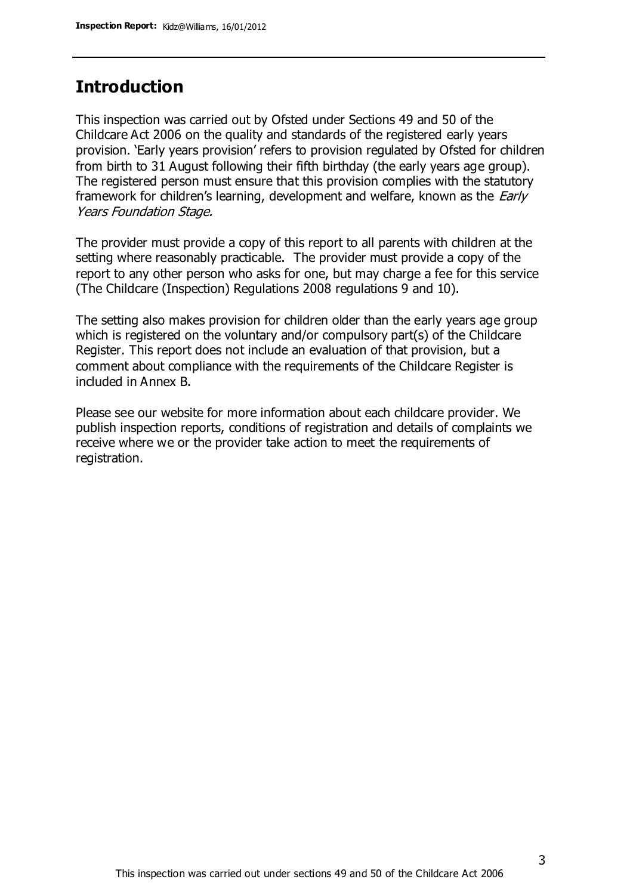## Introduction

This inspection was carried out by Ofsted under Sections 49 and 50 of the Childcare Act 2006 on the quality and standards of the registered early years provision. 'Early years provision' refers to provision regulated by Ofsted for children from birth to 31 August following their fifth birthday (the early years age group). The registered person must ensure that this provision complies with the statutory framework for children's learning, development and welfare, known as the *Early Years Foundation Stage.*

The provider must provide a copy of this report to all parents with children at the setting where reasonably practicable. The provider must provide a copy of the report to any other person who asks for one, but may charge a fee for this service (The Childcare (Inspection) Regulations 2008 regulations 9 and 10).

The setting also makes provision for children older than the early years age group which is registered on the voluntary and/or compulsory part(s) of the Childcare Register. This report does not include an evaluation of that provision, but a comment about compliance with the requirements of the Childcare Register is included in Annex B.

Please see our website for more information about each childcare provider. We publish inspection reports, conditions of registration and details of complaints we receive where we or the provider take action to meet the requirements of registration.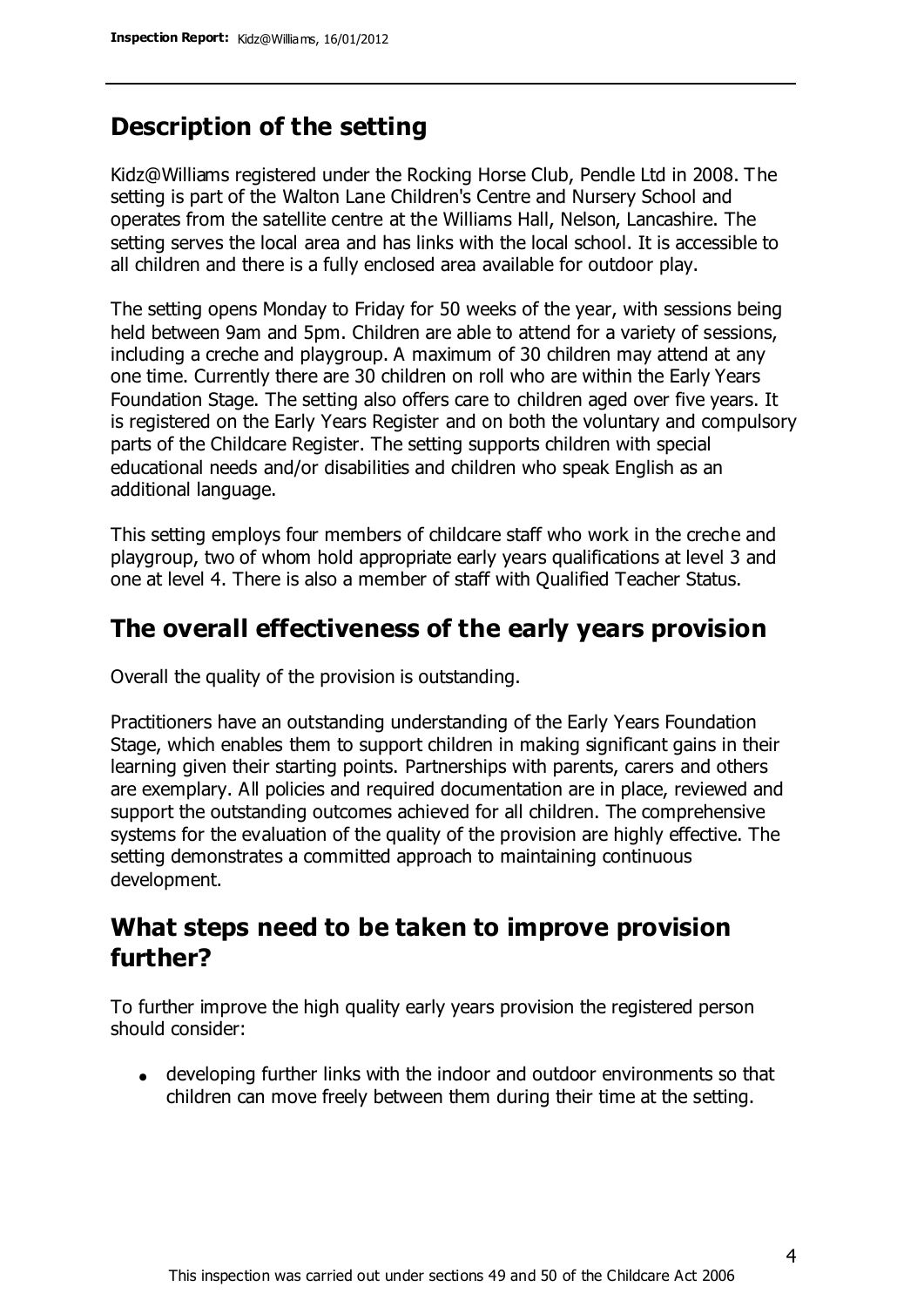## Description of the setting

Kidz@Williams registered under the Rocking Horse Club, Pendle Ltd in 2008. The setting is part of the Walton Lane Children's Centre and Nursery School and operates from the satellite centre at the Williams Hall, Nelson, Lancashire. The setting serves the local area and has links with the local school. It is accessible to all children and there is a fully enclosed area available for outdoor play.

The setting opens Monday to Friday for 50 weeks of the year, with sessions being held between 9am and 5pm. Children are able to attend for a variety of sessions, including a creche and playgroup. A maximum of 30 children may attend at any one time. Currently there are 30 children on roll who are within the Early Years Foundation Stage. The setting also offers care to children aged over five years. It is registered on the Early Years Register and on both the voluntary and compulsory parts of the Childcare Register. The setting supports children with special educational needs and/or disabilities and children who speak English as an additional language.

This setting employs four members of childcare staff who work in the creche and playgroup, two of whom hold appropriate early years qualifications at level 3 and one at level 4. There is also a member of staff with Qualified Teacher Status.

## The overall effectiveness of the early years provision

Overall the quality of the provision is outstanding.

Practitioners have an outstanding understanding of the Early Years Foundation Stage, which enables them to support children in making significant gains in their learning given their starting points. Partnerships with parents, carers and others are exemplary. All policies and required documentation are in place, reviewed and support the outstanding outcomes achieved for all children. The comprehensive systems for the evaluation of the quality of the provision are highly effective. The setting demonstrates a committed approach to maintaining continuous development.

## What steps need to be taken to improve provision further?

To further improve the high quality early years provision the registered person should consider:

- developing further links with the indoor and outdoor environments so that children can move freely between them during their time at the setting.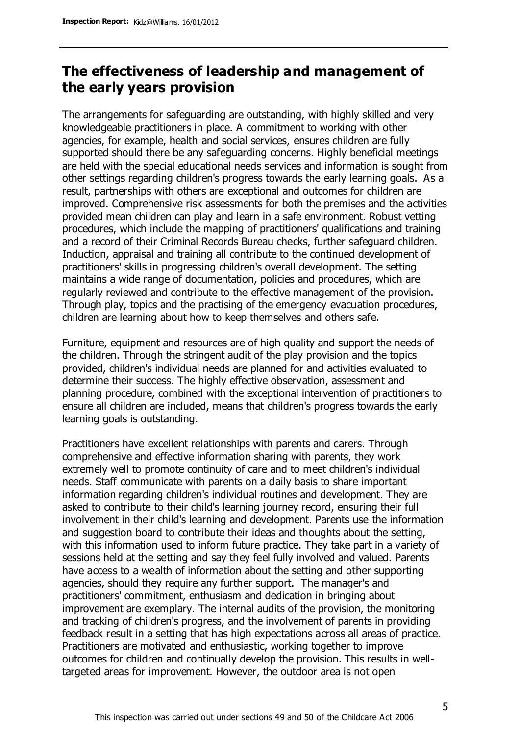## The effectiveness of leadership and management of the early years provision

The arrangements for safeguarding are outstanding, with highly skilled and very knowledgeable practitioners in place. A commitment to working with other agencies, for example, health and social services, ensures children are fully supported should there be any safeguarding concerns. Highly beneficial meetings are held with the special educational needs services and information is sought from other settings regarding children's progress towards the early learning goals. As a result, partnerships with others are exceptional and outcomes for children are improved. Comprehensive risk assessments for both the premises and the activities provided mean children can play and learn in a safe environment. Robust vetting procedures, which include the mapping of practitioners' qualifications and training and a record of their Criminal Records Bureau checks, further safeguard children. Induction, appraisal and training all contribute to the continued development of practitioners' skills in progressing children's overall development. The setting maintains a wide range of documentation, policies and procedures, which are regularly reviewed and contribute to the effective management of the provision. Through play, topics and the practising of the emergency evacuation procedures, children are learning about how to keep themselves and others safe.

Furniture, equipment and resources are of high quality and support the needs of the children. Through the stringent audit of the play provision and the topics provided, children's individual needs are planned for and activities evaluated to determine their success. The highly effective observation, assessment and planning procedure, combined with the exceptional intervention of practitioners to ensure all children are included, means that children's progress towards the early learning goals is outstanding.

Practitioners have excellent relationships with parents and carers. Through comprehensive and effective information sharing with parents, they work extremely well to promote continuity of care and to meet children's individual needs. Staff communicate with parents on a daily basis to share important information regarding children's individual routines and development. They are asked to contribute to their child's learning journey record, ensuring their full involvement in their child's learning and development. Parents use the information and suggestion board to contribute their ideas and thoughts about the setting, with this information used to inform future practice. They take part in a variety of sessions held at the setting and say they feel fully involved and valued. Parents have access to a wealth of information about the setting and other supporting agencies, should they require any further support. The manager's and practitioners' commitment, enthusiasm and dedication in bringing about improvement are exemplary. The internal audits of the provision, the monitoring and tracking of children's progress, and the involvement of parents in providing feedback result in a setting that has high expectations across all areas of practice. Practitioners are motivated and enthusiastic, working together to improve outcomes for children and continually develop the provision. This results in well-targeted areas for improvement. However, the outdoor area is not open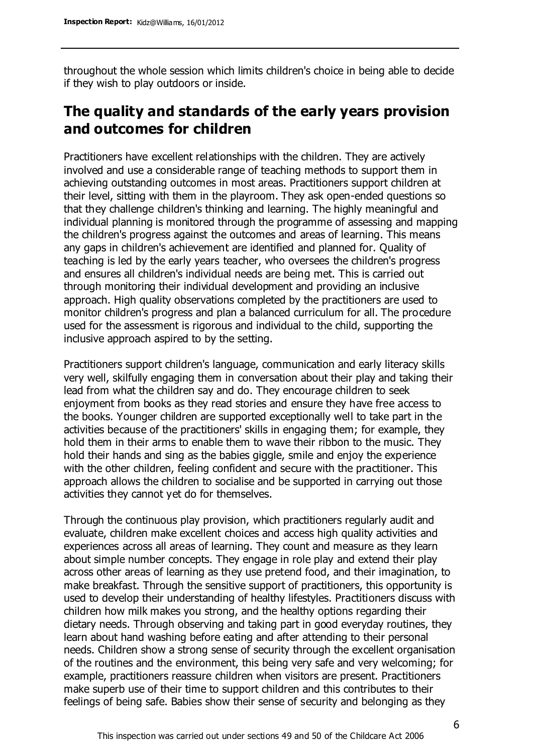throughout the whole session which limits children's choice in being able to decide if they wish to play outdoors or inside.

## The quality and standards of the early years provision and outcomes for children

Practitioners have excellent relationships with the children. They are actively involved and use a considerable range of teaching methods to support them in achieving outstanding outcomes in most areas. Practitioners support children at their level, sitting with them in the playroom. They ask open-ended questions so that they challenge children's thinking and learning. The highly meaningful and individual planning is monitored through the programme of assessing and mapping the children's progress against the outcomes and areas of learning. This means any gaps in children's achievement are identified and planned for. Quality of teaching is led by the early years teacher, who oversees the children's progress and ensures all children's individual needs are being met. This is carried out through monitoring their individual development and providing an inclusive approach. High quality observations completed by the practitioners are used to monitor children's progress and plan a balanced curriculum for all. The procedure used for the assessment is rigorous and individual to the child, supporting the inclusive approach aspired to by the setting.

Practitioners support children's language, communication and early literacy skills very well, skilfully engaging them in conversation about their play and taking their lead from what the children say and do. They encourage children to seek enjoyment from books as they read stories and ensure they have free access to the books. Younger children are supported exceptionally well to take part in the activities because of the practitioners' skills in engaging them; for example, they hold them in their arms to enable them to wave their ribbon to the music. They hold their hands and sing as the babies giggle, smile and enjoy the experience with the other children, feeling confident and secure with the practitioner. This approach allows the children to socialise and be supported in carrying out those activities they cannot yet do for themselves.

Through the continuous play provision, which practitioners regularly audit and evaluate, children make excellent choices and access high quality activities and experiences across all areas of learning. They count and measure as they learn about simple number concepts. They engage in role play and extend their play across other areas of learning as they use pretend food, and their imagination, to make breakfast. Through the sensitive support of practitioners, this opportunity is used to develop their understanding of healthy lifestyles. Practitioners discuss with children how milk makes you strong, and the healthy options regarding their dietary needs. Through observing and taking part in good everyday routines, they learn about hand washing before eating and after attending to their personal needs. Children show a strong sense of security through the excellent organisation of the routines and the environment, this being very safe and very welcoming; for example, practitioners reassure children when visitors are present. Practitioners make superb use of their time to support children and this contributes to their feelings of being safe. Babies show their sense of security and belonging as they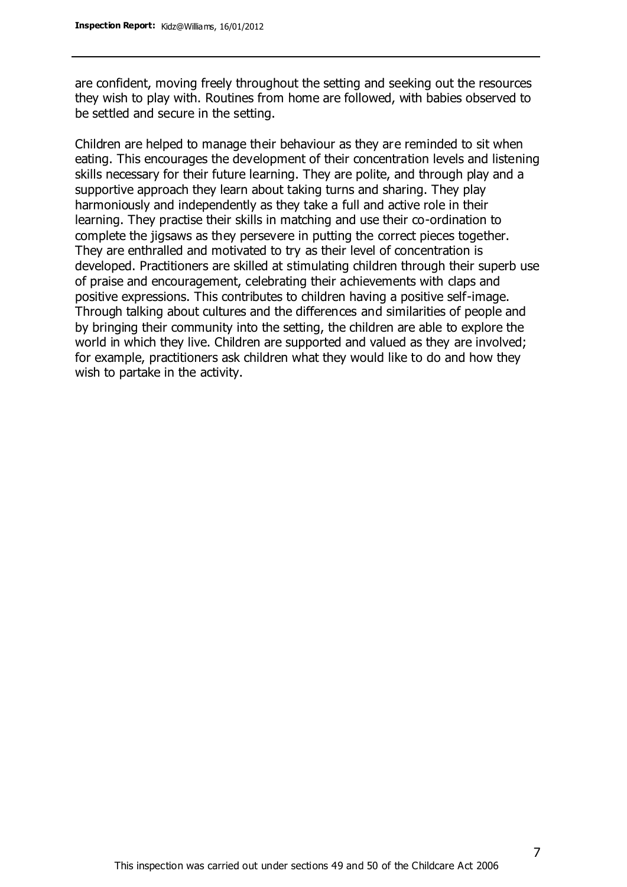are confident, moving freely throughout the setting and seeking out the resources they wish to play with. Routines from home are followed, with babies observed to be settled and secure in the setting.

Children are helped to manage their behaviour as they are reminded to sit when eating. This encourages the development of their concentration levels and listening skills necessary for their future learning. They are polite, and through play and a supportive approach they learn about taking turns and sharing. They play harmoniously and independently as they take a full and active role in their learning. They practise their skills in matching and use their co-ordination to complete the jigsaws as they persevere in putting the correct pieces together. They are enthralled and motivated to try as their level of concentration is developed. Practitioners are skilled at stimulating children through their superb use of praise and encouragement, celebrating their achievements with claps and positive expressions. This contributes to children having a positive self-image. Through talking about cultures and the differences and similarities of people and by bringing their community into the setting, the children are able to explore the world in which they live. Children are supported and valued as they are involved; for example, practitioners ask children what they would like to do and how they wish to partake in the activity.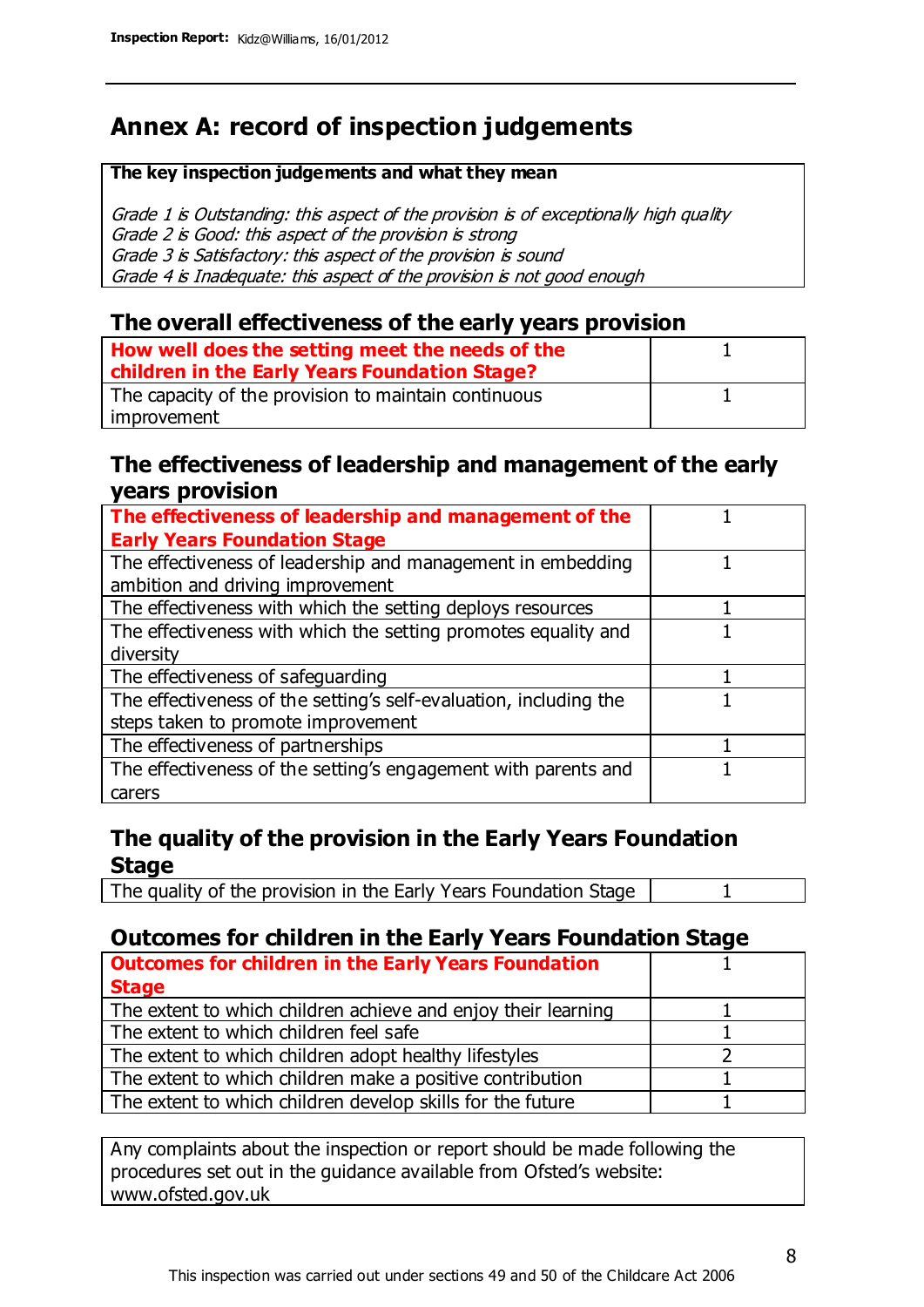# Annex A: record of inspection judgements

**The key inspection judgements and what they mean**

*Grade 1 is Outstanding: this aspect of the provision is of exceptionally high quality*
*Grade 2 is Good: this aspect of the provision is strong*
*Grade 3 is Satisfactory: this aspect of the provision is sound*
*Grade 4 is Inadequate: this aspect of the provision is not good enough*

## The overall effectiveness of the early years provision

| | |
|---|---|
| **How well does the setting meet the needs of the children in the Early Years Foundation Stage?** | 1 |
| The capacity of the provision to maintain continuous improvement | 1 |

## The effectiveness of leadership and management of the early years provision

| | |
|---|---|
| **The effectiveness of leadership and management of the Early Years Foundation Stage** | 1 |
| The effectiveness of leadership and management in embedding ambition and driving improvement | 1 |
| The effectiveness with which the setting deploys resources | 1 |
| The effectiveness with which the setting promotes equality and diversity | 1 |
| The effectiveness of safeguarding | 1 |
| The effectiveness of the setting's self-evaluation, including the steps taken to promote improvement | 1 |
| The effectiveness of partnerships | 1 |
| The effectiveness of the setting's engagement with parents and carers | 1 |

## The quality of the provision in the Early Years Foundation Stage

| | |
|---|---|
| The quality of the provision in the Early Years Foundation Stage | 1 |

## Outcomes for children in the Early Years Foundation Stage

| | |
|---|---|
| **Outcomes for children in the Early Years Foundation Stage** | 1 |
| The extent to which children achieve and enjoy their learning | 1 |
| The extent to which children feel safe | 1 |
| The extent to which children adopt healthy lifestyles | 2 |
| The extent to which children make a positive contribution | 1 |
| The extent to which children develop skills for the future | 1 |

Any complaints about the inspection or report should be made following the procedures set out in the guidance available from Ofsted's website: www.ofsted.gov.uk

This inspection was carried out under sections 49 and 50 of the Childcare Act 2006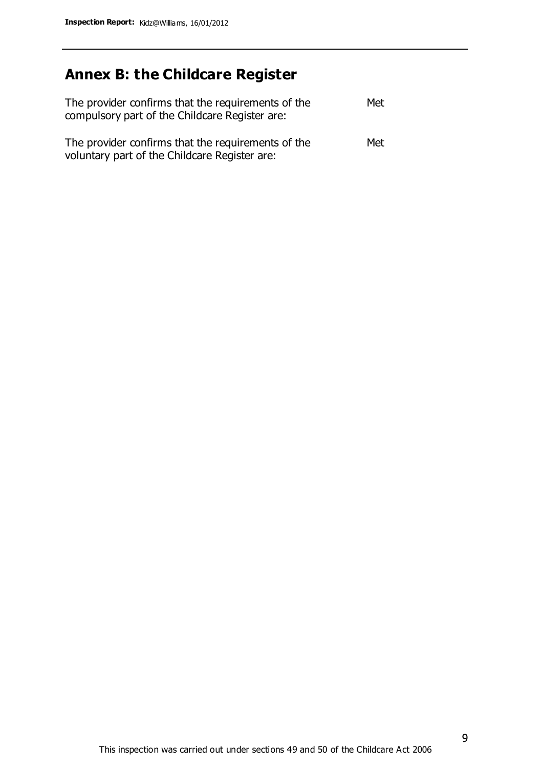## Annex B: the Childcare Register

| | |
|---|---|
| The provider confirms that the requirements of the compulsory part of the Childcare Register are: | Met |
| The provider confirms that the requirements of the voluntary part of the Childcare Register are: | Met |

This inspection was carried out under sections 49 and 50 of the Childcare Act 2006